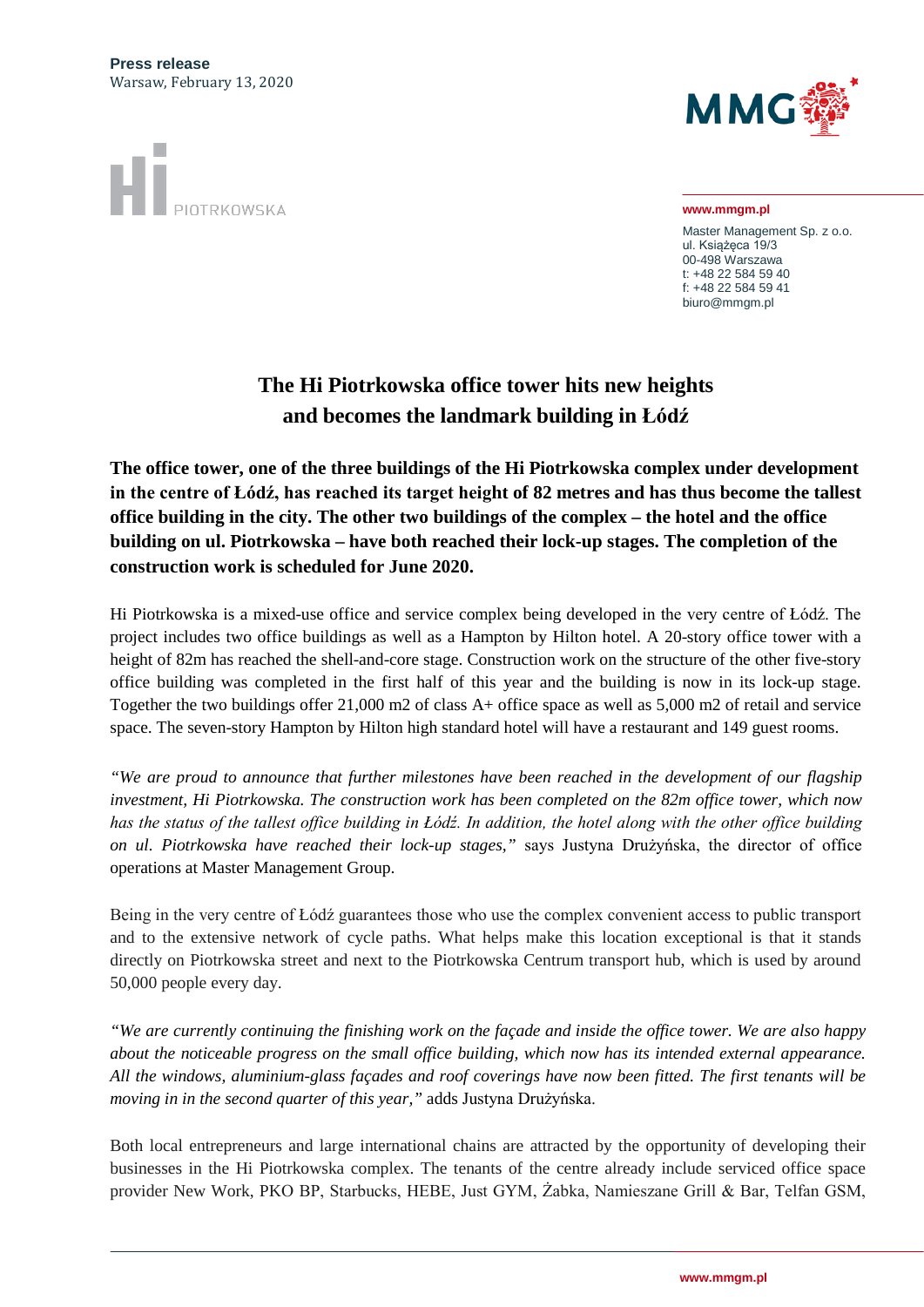**Press release**
Warsaw, February 13, 2020

Hi PIOTRKOWSKA

MMG

**www.mmgm.pl**

Master Management Sp. z o.o.
ul. Książęca 19/3
00-498 Warszawa
t: +48 22 584 59 40
f: +48 22 584 59 41
biuro@mmgm.pl

# The Hi Piotrkowska office tower hits new heights and becomes the landmark building in Łódź

**The office tower, one of the three buildings of the Hi Piotrkowska complex under development in the centre of Łódź, has reached its target height of 82 metres and has thus become the tallest office building in the city. The other two buildings of the complex – the hotel and the office building on ul. Piotrkowska – have both reached their lock-up stages. The completion of the construction work is scheduled for June 2020.**

Hi Piotrkowska is a mixed-use office and service complex being developed in the very centre of Łódź. The project includes two office buildings as well as a Hampton by Hilton hotel. A 20-story office tower with a height of 82m has reached the shell-and-core stage. Construction work on the structure of the other five-story office building was completed in the first half of this year and the building is now in its lock-up stage. Together the two buildings offer 21,000 m2 of class A+ office space as well as 5,000 m2 of retail and service space. The seven-story Hampton by Hilton high standard hotel will have a restaurant and 149 guest rooms.

*"We are proud to announce that further milestones have been reached in the development of our flagship investment, Hi Piotrkowska. The construction work has been completed on the 82m office tower, which now has the status of the tallest office building in Łódź. In addition, the hotel along with the other office building on ul. Piotrkowska have reached their lock-up stages,"* says Justyna Drużyńska, the director of office operations at Master Management Group.

Being in the very centre of Łódź guarantees those who use the complex convenient access to public transport and to the extensive network of cycle paths. What helps make this location exceptional is that it stands directly on Piotrkowska street and next to the Piotrkowska Centrum transport hub, which is used by around 50,000 people every day.

*"We are currently continuing the finishing work on the façade and inside the office tower. We are also happy about the noticeable progress on the small office building, which now has its intended external appearance. All the windows, aluminium-glass façades and roof coverings have now been fitted. The first tenants will be moving in in the second quarter of this year,"* adds Justyna Drużyńska.

Both local entrepreneurs and large international chains are attracted by the opportunity of developing their businesses in the Hi Piotrkowska complex. The tenants of the centre already include serviced office space provider New Work, PKO BP, Starbucks, HEBE, Just GYM, Żabka, Namieszane Grill & Bar, Telfan GSM,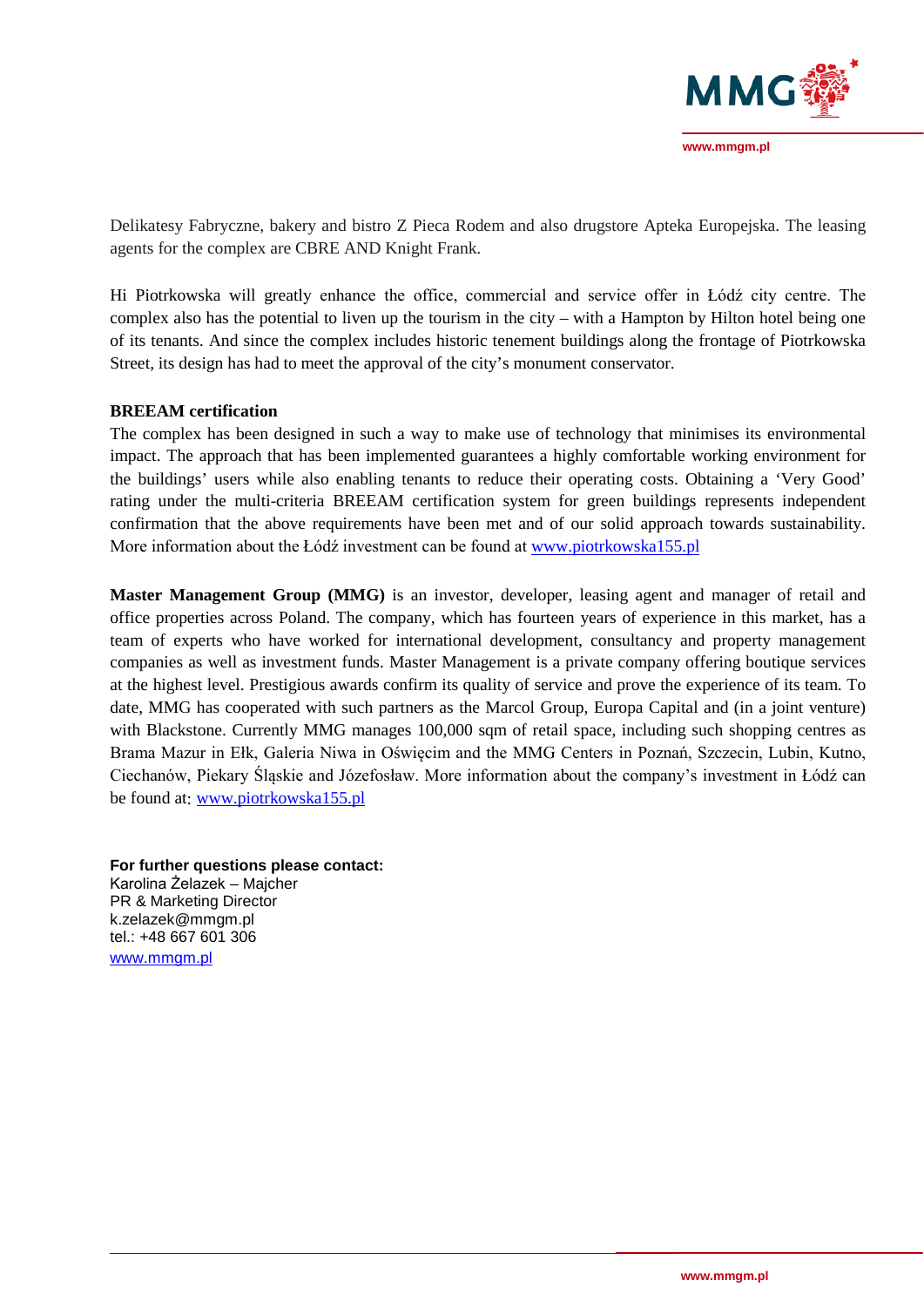Delikatesy Fabryczne, bakery and bistro Z Pieca Rodem and also drugstore Apteka Europejska. The leasing agents for the complex are CBRE AND Knight Frank.

Hi Piotrkowska will greatly enhance the office, commercial and service offer in Łódź city centre. The complex also has the potential to liven up the tourism in the city – with a Hampton by Hilton hotel being one of its tenants. And since the complex includes historic tenement buildings along the frontage of Piotrkowska Street, its design has had to meet the approval of the city's monument conservator.

**BREEAM certification**

The complex has been designed in such a way to make use of technology that minimises its environmental impact. The approach that has been implemented guarantees a highly comfortable working environment for the buildings' users while also enabling tenants to reduce their operating costs. Obtaining a 'Very Good' rating under the multi-criteria BREEAM certification system for green buildings represents independent confirmation that the above requirements have been met and of our solid approach towards sustainability. More information about the Łódź investment can be found at www.piotrkowska155.pl

**Master Management Group (MMG)** is an investor, developer, leasing agent and manager of retail and office properties across Poland. The company, which has fourteen years of experience in this market, has a team of experts who have worked for international development, consultancy and property management companies as well as investment funds. Master Management is a private company offering boutique services at the highest level. Prestigious awards confirm its quality of service and prove the experience of its team. To date, MMG has cooperated with such partners as the Marcol Group, Europa Capital and (in a joint venture) with Blackstone. Currently MMG manages 100,000 sqm of retail space, including such shopping centres as Brama Mazur in Ełk, Galeria Niwa in Oświęcim and the MMG Centers in Poznań, Szczecin, Lubin, Kutno, Ciechanów, Piekary Śląskie and Józefosław. More information about the company's investment in Łódź can be found at: www.piotrkowska155.pl

**For further questions please contact:**
Karolina Żelazek – Majcher
PR & Marketing Director
k.zelazek@mmgm.pl
tel.: +48 667 601 306
www.mmgm.pl